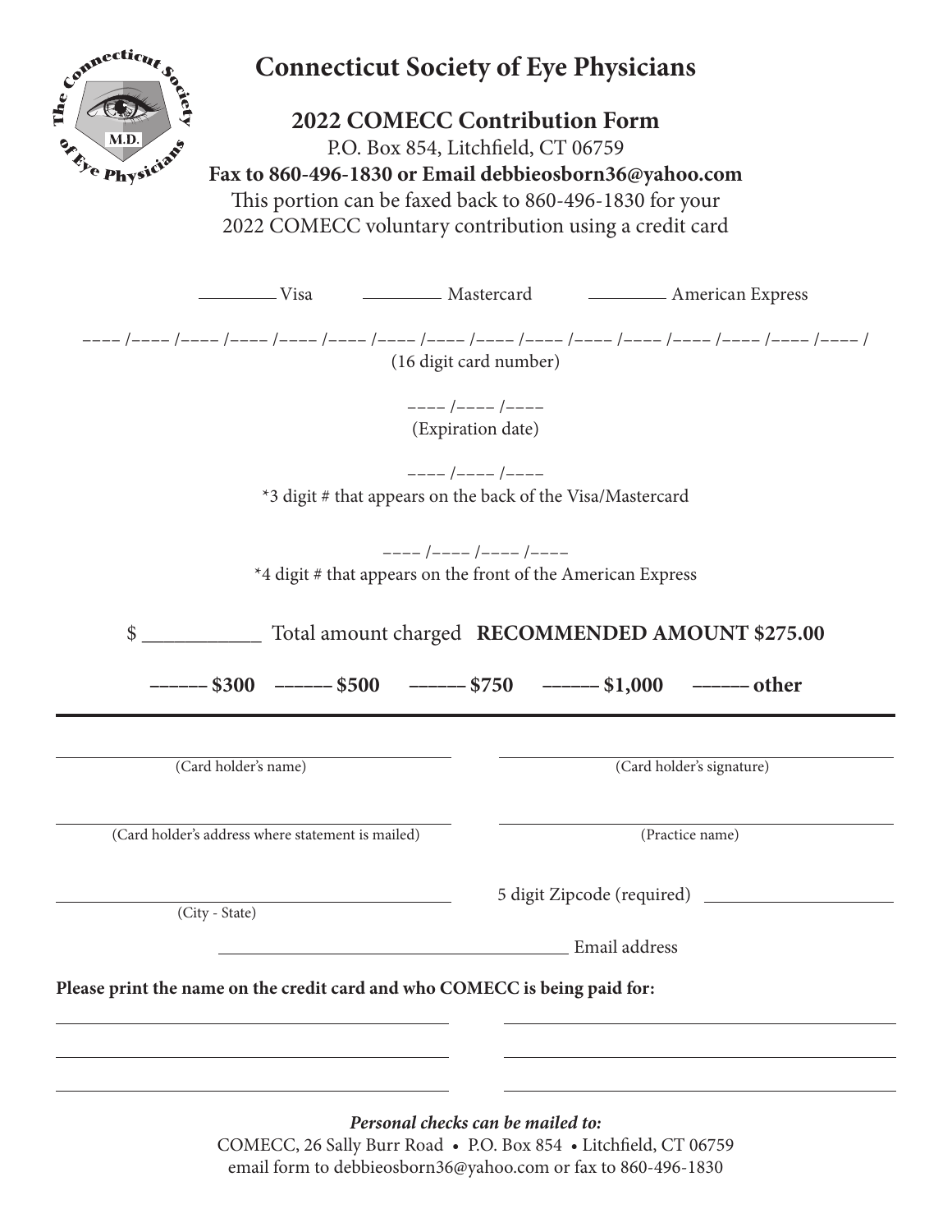# Connecticut Society of Eye Physicians

## 2022 COMECC Contribution Form

P.O. Box 854, Litchfield, CT 06759

**Fax to 860-496-1830 or Email debbieosborn36@yahoo.com**

This portion can be faxed back to 860-496-1830 for your 2022 COMECC voluntary contribution using a credit card

_________ Visa     _________ Mastercard     _________ American Express

–––– /–––– /–––– /–––– /–––– /–––– /–––– /–––– /–––– /–––– /–––– /–––– /–––– /–––– /–––– /–––– /

(16 digit card number)

–––– /–––– /––––

(Expiration date)

–––– /–––– /––––

*3 digit # that appears on the back of the Visa/Mastercard

–––– /–––– /–––– /––––

*4 digit # that appears on the front of the American Express

$ ___________ Total amount charged **RECOMMENDED AMOUNT $275.00**

**–––––– $300   –––––– $500   –––––– $750   –––––– $1,000   –––––– other**

---

______________________________ (Card holder's name)

______________________________ (Card holder's signature)

______________________________ (Card holder's address where statement is mailed)

______________________________ (Practice name)

______________________________ (City - State)

5 digit Zipcode (required) ______________________

______________________________ Email address

**Please print the name on the credit card and who COMECC is being paid for:**

______________________________ ______________________________

______________________________ ______________________________

______________________________ ______________________________

***Personal checks can be mailed to:***

COMECC, 26 Sally Burr Road • P.O. Box 854 • Litchfield, CT 06759

email form to debbieosborn36@yahoo.com or fax to 860-496-1830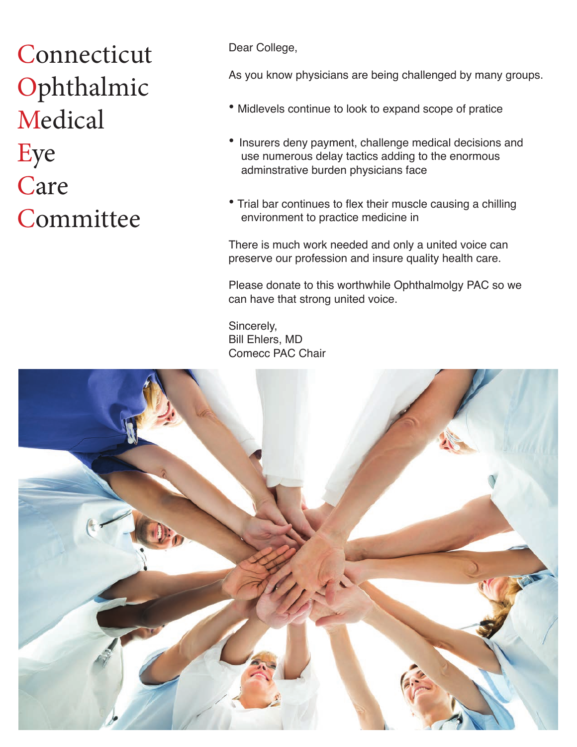# Connecticut Ophthalmic Medical Eye Care Committee

Dear College,

As you know physicians are being challenged by many groups.

- Midlevels continue to look to expand scope of pratice
- Insurers deny payment, challenge medical decisions and use numerous delay tactics adding to the enormous adminstrative burden physicians face
- Trial bar continues to flex their muscle causing a chilling environment to practice medicine in

There is much work needed and only a united voice can preserve our profession and insure quality health care.

Please donate to this worthwhile Ophthalmolgy PAC so we can have that strong united voice.

Sincerely,
Bill Ehlers, MD
Comecc PAC Chair